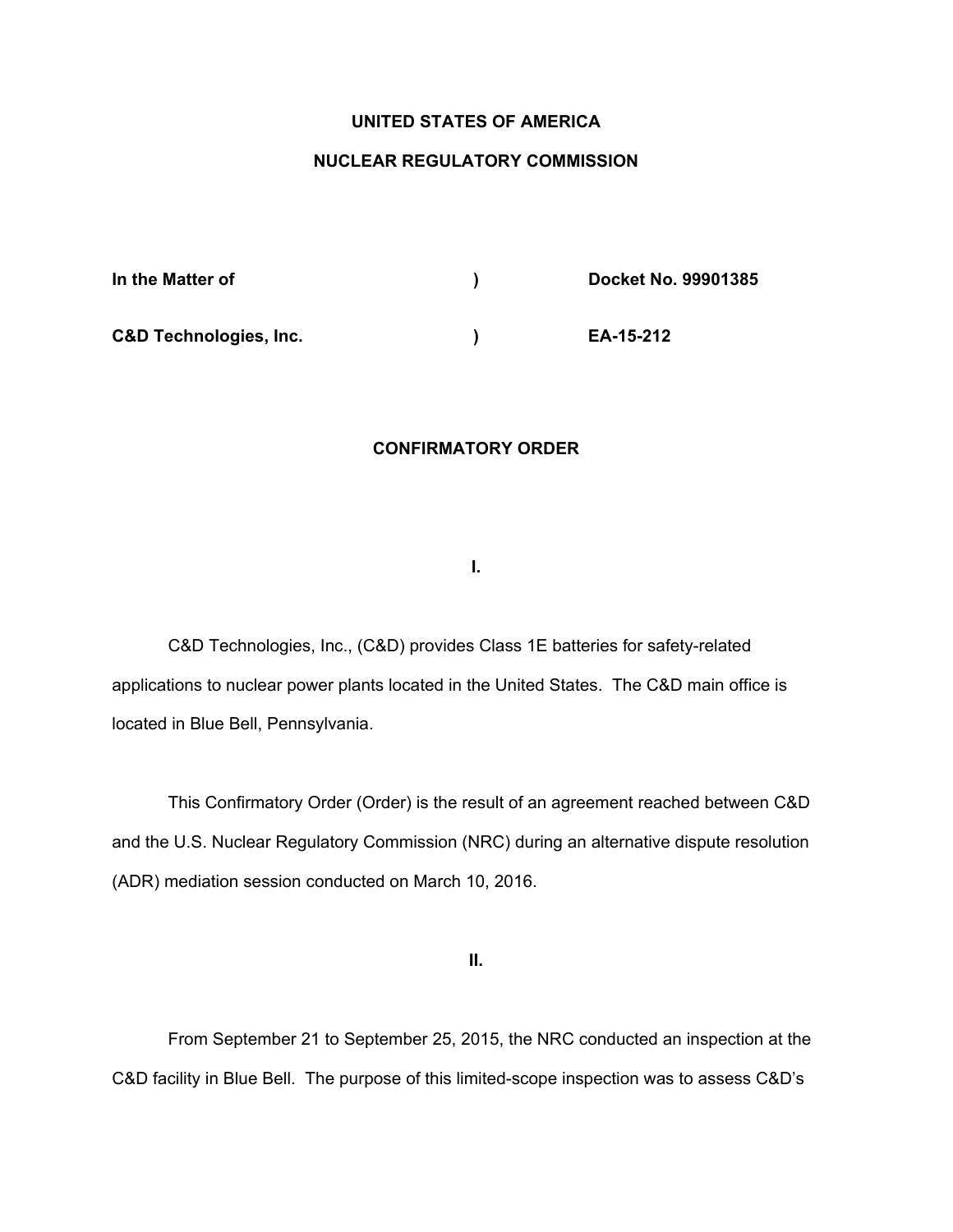**UNITED STATES OF AMERICA**

**NUCLEAR REGULATORY COMMISSION**

| | | |
|---|---|---|
| **In the Matter of** | **)** | **Docket No. 99901385** |
| **C&D Technologies, Inc.** | **)** | **EA-15-212** |

## CONFIRMATORY ORDER

**I.**

C&D Technologies, Inc., (C&D) provides Class 1E batteries for safety-related applications to nuclear power plants located in the United States. The C&D main office is located in Blue Bell, Pennsylvania.

This Confirmatory Order (Order) is the result of an agreement reached between C&D and the U.S. Nuclear Regulatory Commission (NRC) during an alternative dispute resolution (ADR) mediation session conducted on March 10, 2016.

**II.**

From September 21 to September 25, 2015, the NRC conducted an inspection at the C&D facility in Blue Bell. The purpose of this limited-scope inspection was to assess C&D's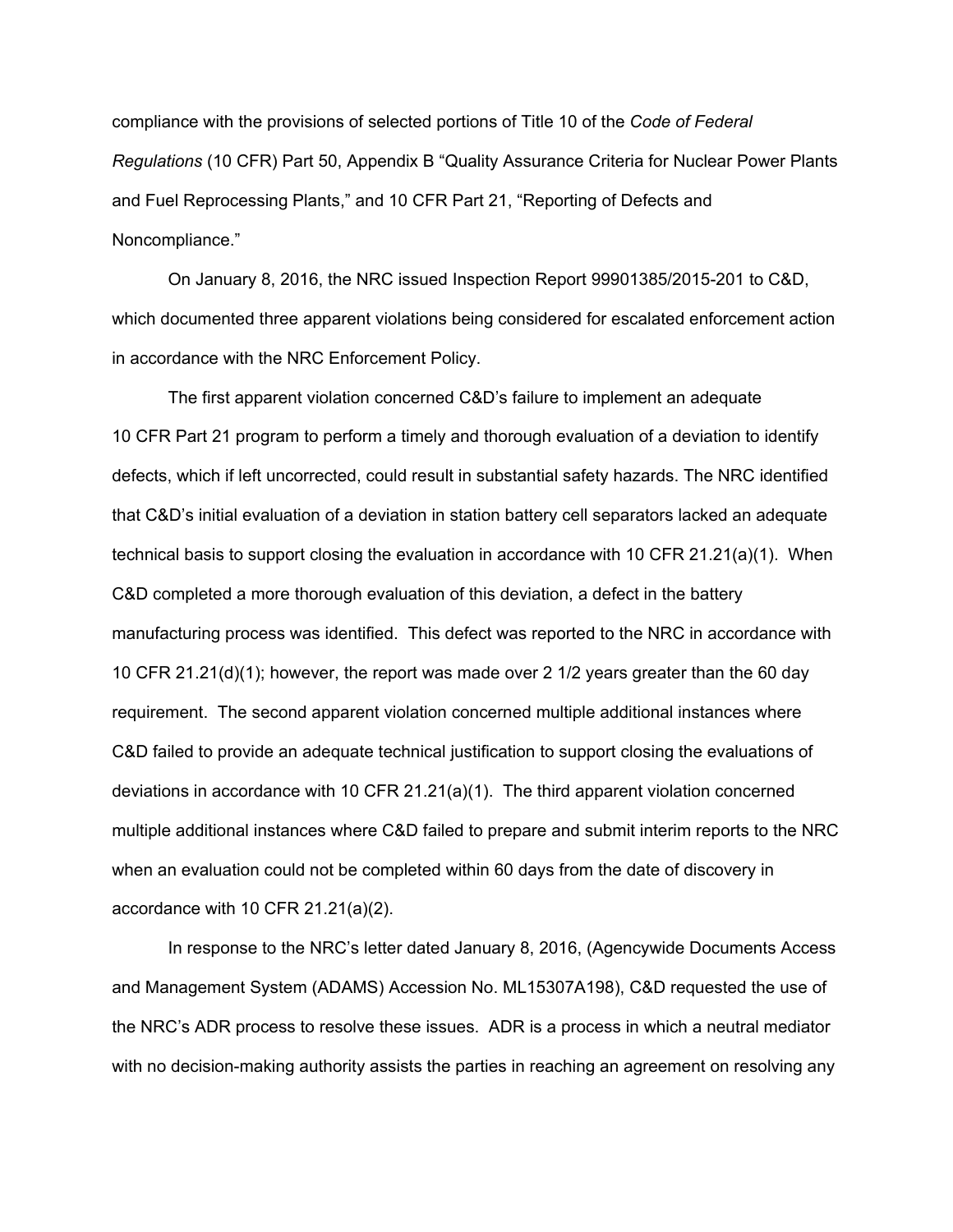compliance with the provisions of selected portions of Title 10 of the *Code of Federal Regulations* (10 CFR) Part 50, Appendix B "Quality Assurance Criteria for Nuclear Power Plants and Fuel Reprocessing Plants," and 10 CFR Part 21, "Reporting of Defects and Noncompliance."

On January 8, 2016, the NRC issued Inspection Report 99901385/2015-201 to C&D, which documented three apparent violations being considered for escalated enforcement action in accordance with the NRC Enforcement Policy.

The first apparent violation concerned C&D's failure to implement an adequate 10 CFR Part 21 program to perform a timely and thorough evaluation of a deviation to identify defects, which if left uncorrected, could result in substantial safety hazards. The NRC identified that C&D's initial evaluation of a deviation in station battery cell separators lacked an adequate technical basis to support closing the evaluation in accordance with 10 CFR 21.21(a)(1). When C&D completed a more thorough evaluation of this deviation, a defect in the battery manufacturing process was identified. This defect was reported to the NRC in accordance with 10 CFR 21.21(d)(1); however, the report was made over 2 1/2 years greater than the 60 day requirement. The second apparent violation concerned multiple additional instances where C&D failed to provide an adequate technical justification to support closing the evaluations of deviations in accordance with 10 CFR 21.21(a)(1). The third apparent violation concerned multiple additional instances where C&D failed to prepare and submit interim reports to the NRC when an evaluation could not be completed within 60 days from the date of discovery in accordance with 10 CFR 21.21(a)(2).

In response to the NRC's letter dated January 8, 2016, (Agencywide Documents Access and Management System (ADAMS) Accession No. ML15307A198), C&D requested the use of the NRC's ADR process to resolve these issues. ADR is a process in which a neutral mediator with no decision-making authority assists the parties in reaching an agreement on resolving any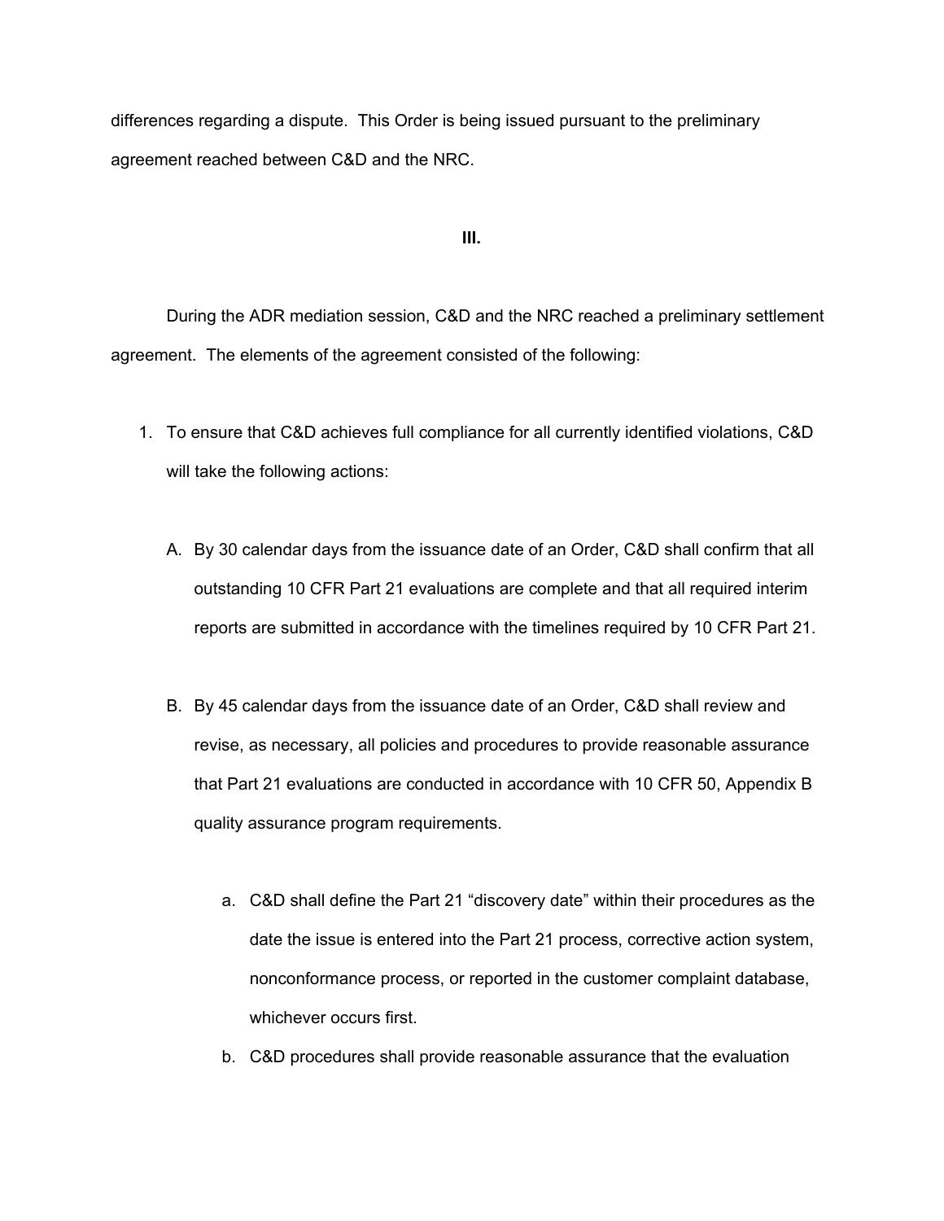differences regarding a dispute. This Order is being issued pursuant to the preliminary agreement reached between C&D and the NRC.

**III.**

During the ADR mediation session, C&D and the NRC reached a preliminary settlement agreement. The elements of the agreement consisted of the following:

1. To ensure that C&D achieves full compliance for all currently identified violations, C&D will take the following actions:

   A. By 30 calendar days from the issuance date of an Order, C&D shall confirm that all outstanding 10 CFR Part 21 evaluations are complete and that all required interim reports are submitted in accordance with the timelines required by 10 CFR Part 21.

   B. By 45 calendar days from the issuance date of an Order, C&D shall review and revise, as necessary, all policies and procedures to provide reasonable assurance that Part 21 evaluations are conducted in accordance with 10 CFR 50, Appendix B quality assurance program requirements.

      a. C&D shall define the Part 21 "discovery date" within their procedures as the date the issue is entered into the Part 21 process, corrective action system, nonconformance process, or reported in the customer complaint database, whichever occurs first.

      b. C&D procedures shall provide reasonable assurance that the evaluation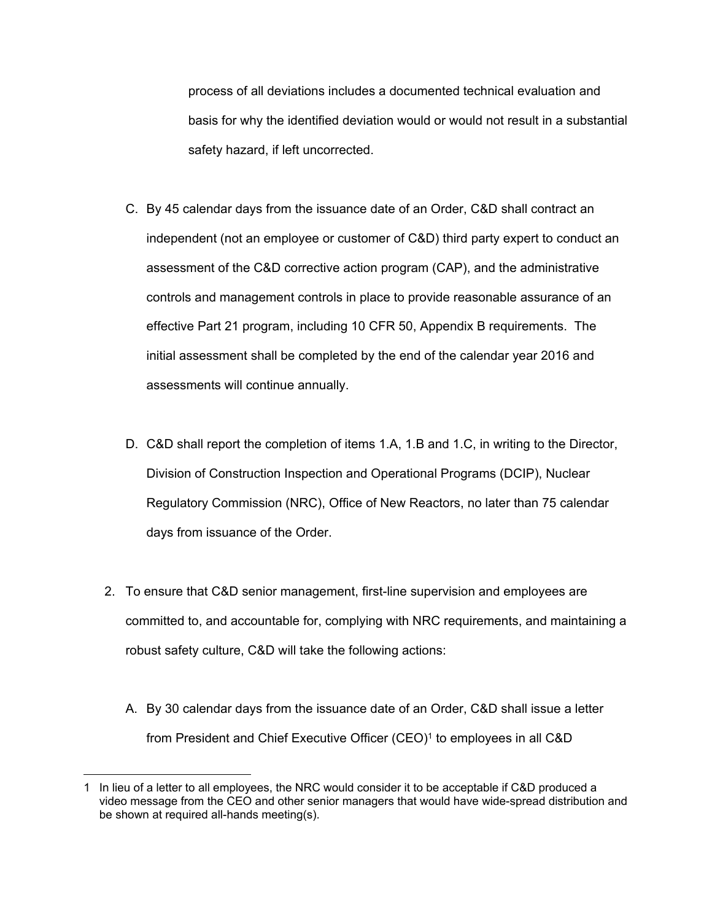process of all deviations includes a documented technical evaluation and basis for why the identified deviation would or would not result in a substantial safety hazard, if left uncorrected.

C. By 45 calendar days from the issuance date of an Order, C&D shall contract an independent (not an employee or customer of C&D) third party expert to conduct an assessment of the C&D corrective action program (CAP), and the administrative controls and management controls in place to provide reasonable assurance of an effective Part 21 program, including 10 CFR 50, Appendix B requirements. The initial assessment shall be completed by the end of the calendar year 2016 and assessments will continue annually.

D. C&D shall report the completion of items 1.A, 1.B and 1.C, in writing to the Director, Division of Construction Inspection and Operational Programs (DCIP), Nuclear Regulatory Commission (NRC), Office of New Reactors, no later than 75 calendar days from issuance of the Order.

2. To ensure that C&D senior management, first-line supervision and employees are committed to, and accountable for, complying with NRC requirements, and maintaining a robust safety culture, C&D will take the following actions:

   A. By 30 calendar days from the issuance date of an Order, C&D shall issue a letter from President and Chief Executive Officer (CEO)[1] to employees in all C&D

---

1 In lieu of a letter to all employees, the NRC would consider it to be acceptable if C&D produced a video message from the CEO and other senior managers that would have wide-spread distribution and be shown at required all-hands meeting(s).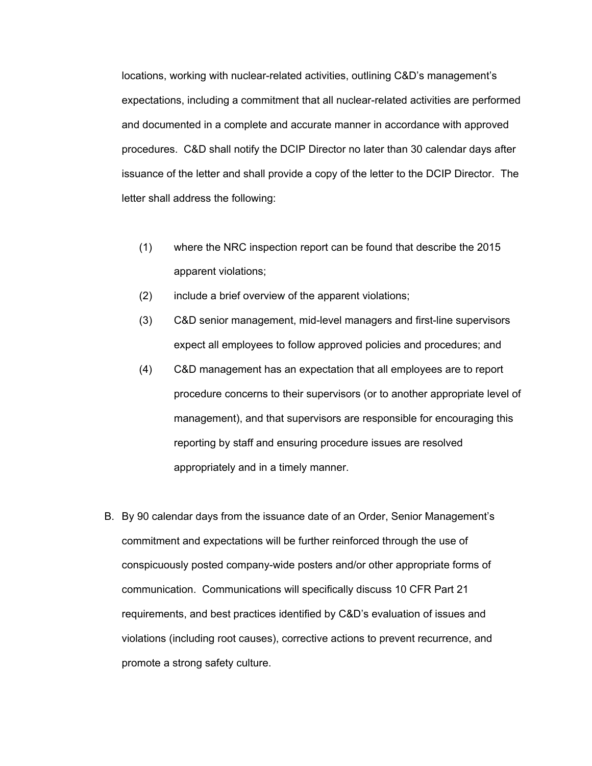locations, working with nuclear-related activities, outlining C&D's management's expectations, including a commitment that all nuclear-related activities are performed and documented in a complete and accurate manner in accordance with approved procedures. C&D shall notify the DCIP Director no later than 30 calendar days after issuance of the letter and shall provide a copy of the letter to the DCIP Director. The letter shall address the following:

(1) where the NRC inspection report can be found that describe the 2015 apparent violations;

(2) include a brief overview of the apparent violations;

(3) C&D senior management, mid-level managers and first-line supervisors expect all employees to follow approved policies and procedures; and

(4) C&D management has an expectation that all employees are to report procedure concerns to their supervisors (or to another appropriate level of management), and that supervisors are responsible for encouraging this reporting by staff and ensuring procedure issues are resolved appropriately and in a timely manner.

B. By 90 calendar days from the issuance date of an Order, Senior Management's commitment and expectations will be further reinforced through the use of conspicuously posted company-wide posters and/or other appropriate forms of communication. Communications will specifically discuss 10 CFR Part 21 requirements, and best practices identified by C&D's evaluation of issues and violations (including root causes), corrective actions to prevent recurrence, and promote a strong safety culture.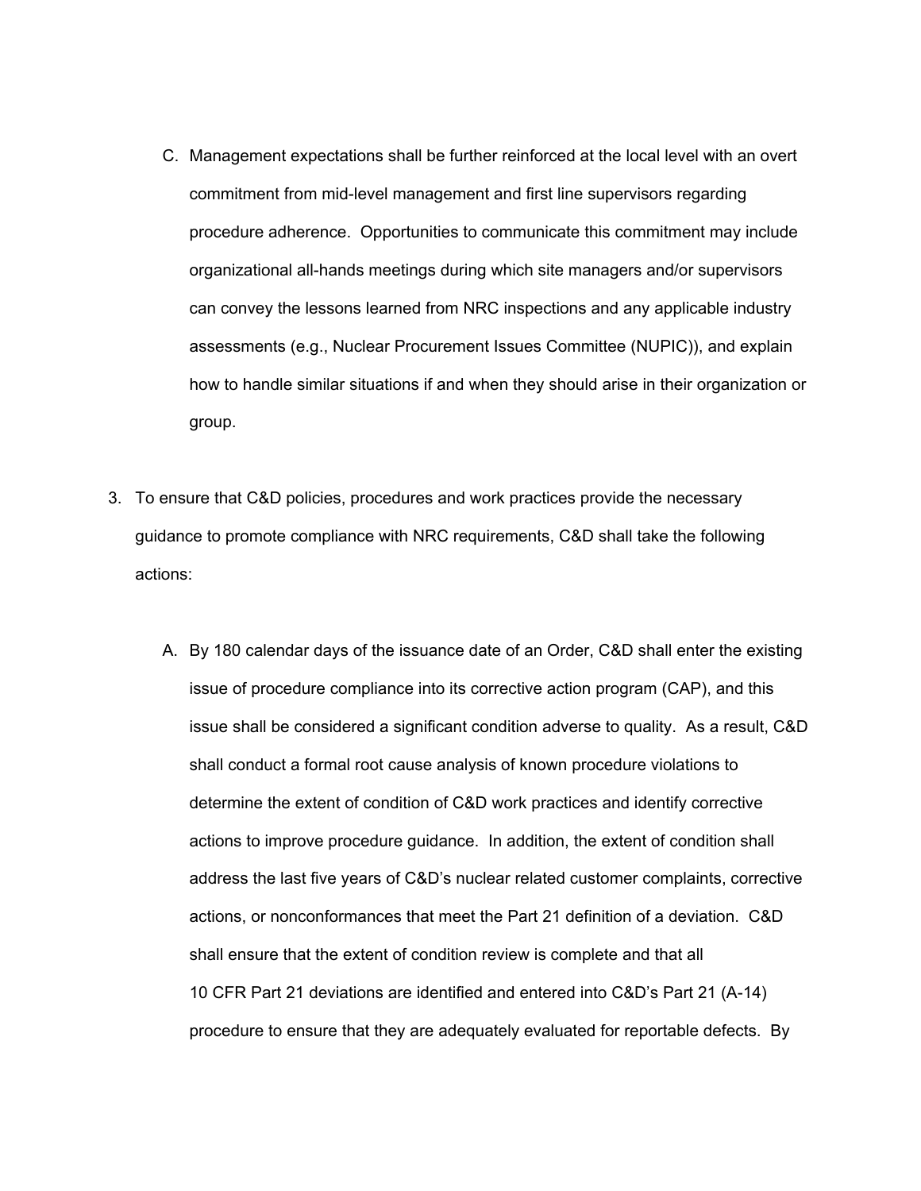C. Management expectations shall be further reinforced at the local level with an overt commitment from mid-level management and first line supervisors regarding procedure adherence. Opportunities to communicate this commitment may include organizational all-hands meetings during which site managers and/or supervisors can convey the lessons learned from NRC inspections and any applicable industry assessments (e.g., Nuclear Procurement Issues Committee (NUPIC)), and explain how to handle similar situations if and when they should arise in their organization or group.

3. To ensure that C&D policies, procedures and work practices provide the necessary guidance to promote compliance with NRC requirements, C&D shall take the following actions:

   A. By 180 calendar days of the issuance date of an Order, C&D shall enter the existing issue of procedure compliance into its corrective action program (CAP), and this issue shall be considered a significant condition adverse to quality. As a result, C&D shall conduct a formal root cause analysis of known procedure violations to determine the extent of condition of C&D work practices and identify corrective actions to improve procedure guidance. In addition, the extent of condition shall address the last five years of C&D's nuclear related customer complaints, corrective actions, or nonconformances that meet the Part 21 definition of a deviation. C&D shall ensure that the extent of condition review is complete and that all 10 CFR Part 21 deviations are identified and entered into C&D's Part 21 (A-14) procedure to ensure that they are adequately evaluated for reportable defects. By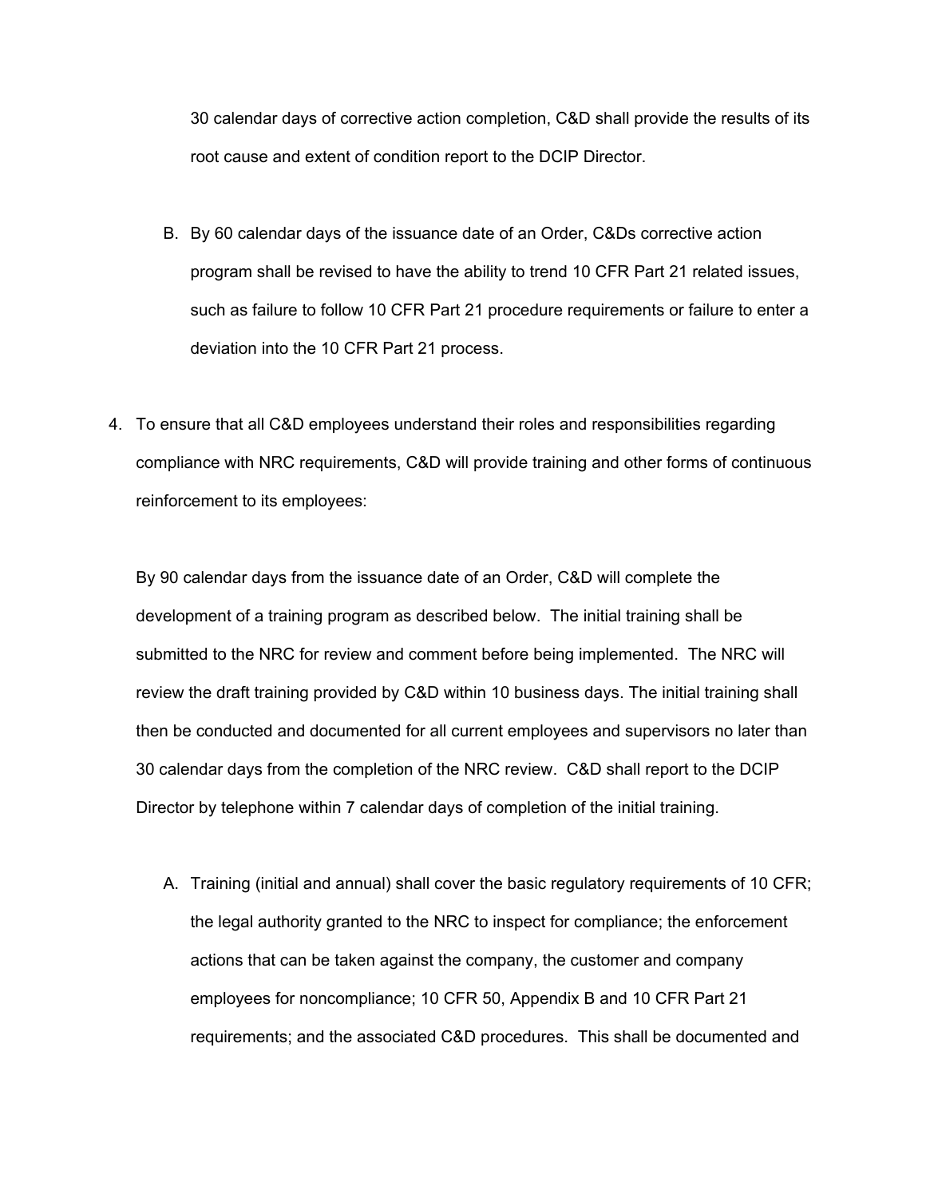30 calendar days of corrective action completion, C&D shall provide the results of its root cause and extent of condition report to the DCIP Director.

B. By 60 calendar days of the issuance date of an Order, C&Ds corrective action program shall be revised to have the ability to trend 10 CFR Part 21 related issues, such as failure to follow 10 CFR Part 21 procedure requirements or failure to enter a deviation into the 10 CFR Part 21 process.

4. To ensure that all C&D employees understand their roles and responsibilities regarding compliance with NRC requirements, C&D will provide training and other forms of continuous reinforcement to its employees:

By 90 calendar days from the issuance date of an Order, C&D will complete the development of a training program as described below. The initial training shall be submitted to the NRC for review and comment before being implemented. The NRC will review the draft training provided by C&D within 10 business days. The initial training shall then be conducted and documented for all current employees and supervisors no later than 30 calendar days from the completion of the NRC review. C&D shall report to the DCIP Director by telephone within 7 calendar days of completion of the initial training.

A. Training (initial and annual) shall cover the basic regulatory requirements of 10 CFR; the legal authority granted to the NRC to inspect for compliance; the enforcement actions that can be taken against the company, the customer and company employees for noncompliance; 10 CFR 50, Appendix B and 10 CFR Part 21 requirements; and the associated C&D procedures. This shall be documented and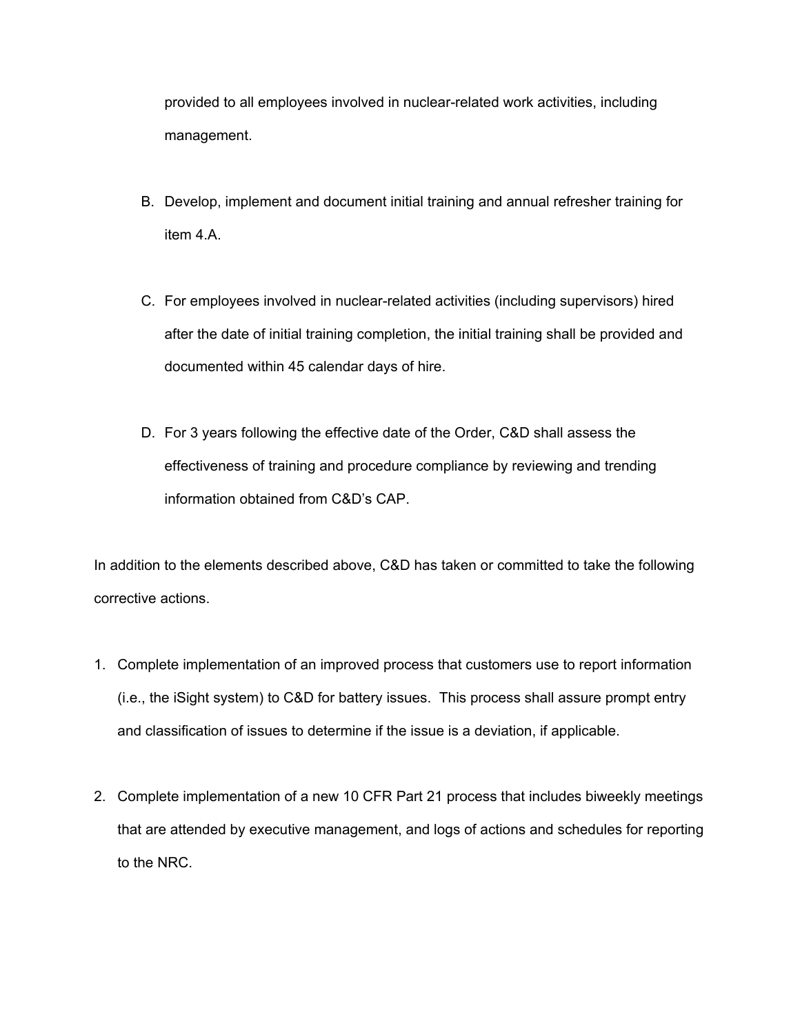provided to all employees involved in nuclear-related work activities, including management.

B. Develop, implement and document initial training and annual refresher training for item 4.A.

C. For employees involved in nuclear-related activities (including supervisors) hired after the date of initial training completion, the initial training shall be provided and documented within 45 calendar days of hire.

D. For 3 years following the effective date of the Order, C&D shall assess the effectiveness of training and procedure compliance by reviewing and trending information obtained from C&D's CAP.

In addition to the elements described above, C&D has taken or committed to take the following corrective actions.

1. Complete implementation of an improved process that customers use to report information (i.e., the iSight system) to C&D for battery issues. This process shall assure prompt entry and classification of issues to determine if the issue is a deviation, if applicable.

2. Complete implementation of a new 10 CFR Part 21 process that includes biweekly meetings that are attended by executive management, and logs of actions and schedules for reporting to the NRC.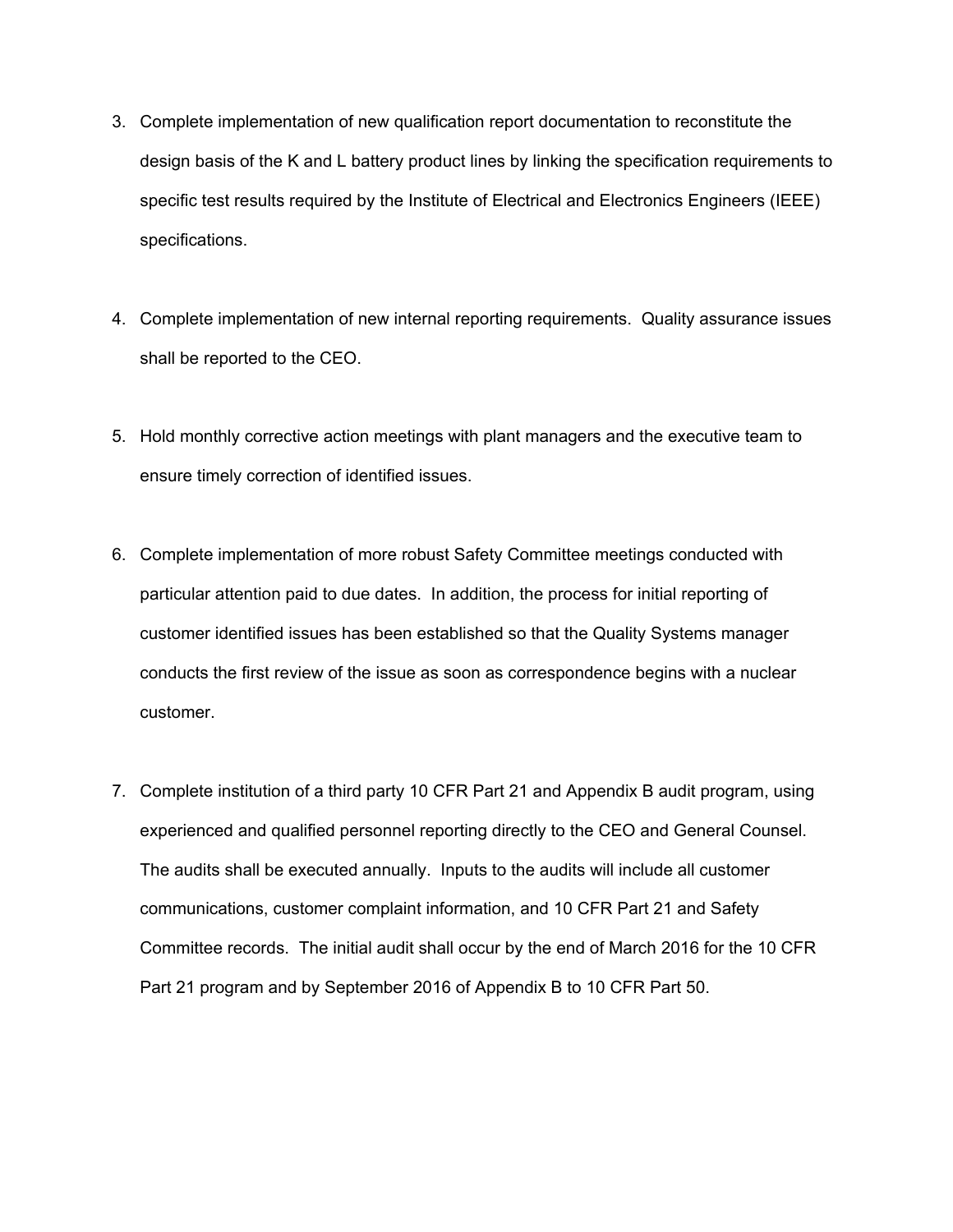3. Complete implementation of new qualification report documentation to reconstitute the design basis of the K and L battery product lines by linking the specification requirements to specific test results required by the Institute of Electrical and Electronics Engineers (IEEE) specifications.

4. Complete implementation of new internal reporting requirements. Quality assurance issues shall be reported to the CEO.

5. Hold monthly corrective action meetings with plant managers and the executive team to ensure timely correction of identified issues.

6. Complete implementation of more robust Safety Committee meetings conducted with particular attention paid to due dates. In addition, the process for initial reporting of customer identified issues has been established so that the Quality Systems manager conducts the first review of the issue as soon as correspondence begins with a nuclear customer.

7. Complete institution of a third party 10 CFR Part 21 and Appendix B audit program, using experienced and qualified personnel reporting directly to the CEO and General Counsel. The audits shall be executed annually. Inputs to the audits will include all customer communications, customer complaint information, and 10 CFR Part 21 and Safety Committee records. The initial audit shall occur by the end of March 2016 for the 10 CFR Part 21 program and by September 2016 of Appendix B to 10 CFR Part 50.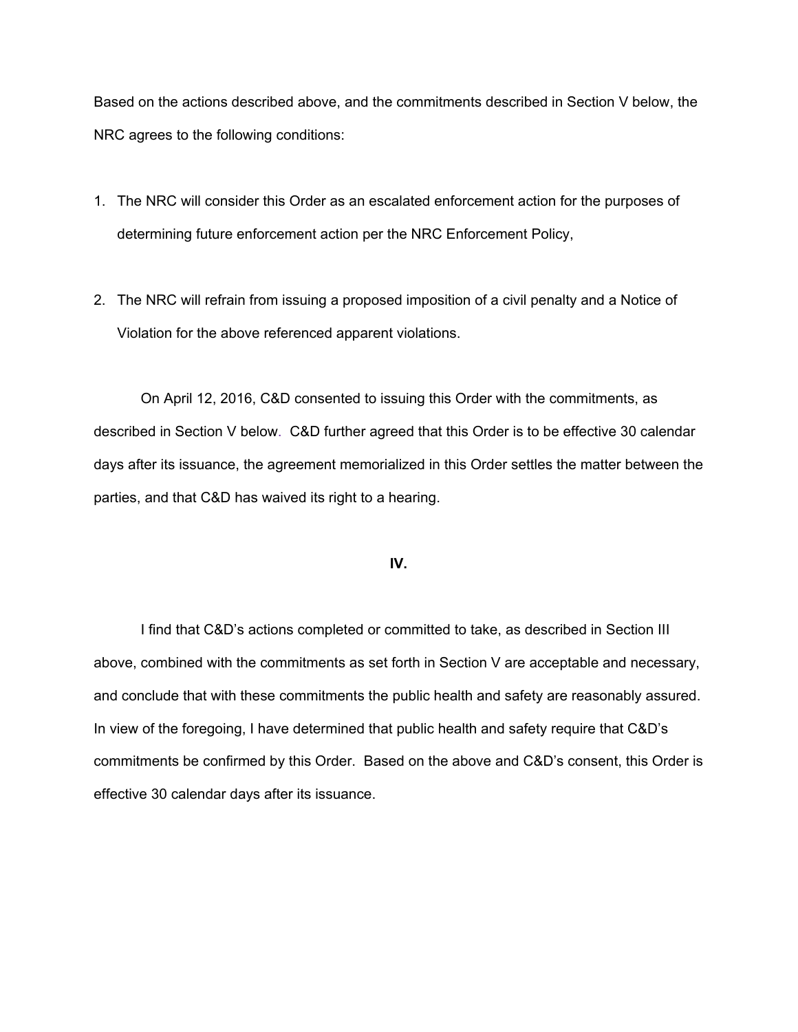Based on the actions described above, and the commitments described in Section V below, the NRC agrees to the following conditions:

1. The NRC will consider this Order as an escalated enforcement action for the purposes of determining future enforcement action per the NRC Enforcement Policy,

2. The NRC will refrain from issuing a proposed imposition of a civil penalty and a Notice of Violation for the above referenced apparent violations.

On April 12, 2016, C&D consented to issuing this Order with the commitments, as described in Section V below. C&D further agreed that this Order is to be effective 30 calendar days after its issuance, the agreement memorialized in this Order settles the matter between the parties, and that C&D has waived its right to a hearing.

## IV.

I find that C&D's actions completed or committed to take, as described in Section III above, combined with the commitments as set forth in Section V are acceptable and necessary, and conclude that with these commitments the public health and safety are reasonably assured. In view of the foregoing, I have determined that public health and safety require that C&D's commitments be confirmed by this Order. Based on the above and C&D's consent, this Order is effective 30 calendar days after its issuance.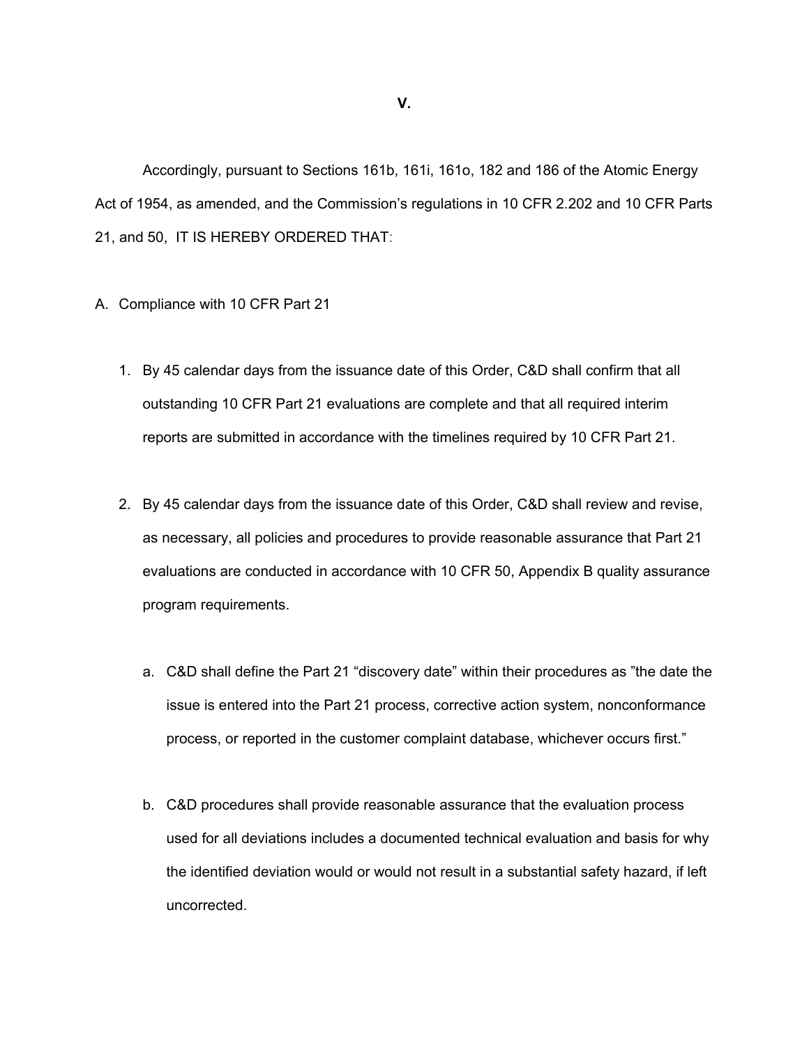# V.

Accordingly, pursuant to Sections 161b, 161i, 161o, 182 and 186 of the Atomic Energy Act of 1954, as amended, and the Commission's regulations in 10 CFR 2.202 and 10 CFR Parts 21, and 50, IT IS HEREBY ORDERED THAT:

A. Compliance with 10 CFR Part 21

1. By 45 calendar days from the issuance date of this Order, C&D shall confirm that all outstanding 10 CFR Part 21 evaluations are complete and that all required interim reports are submitted in accordance with the timelines required by 10 CFR Part 21.

2. By 45 calendar days from the issuance date of this Order, C&D shall review and revise, as necessary, all policies and procedures to provide reasonable assurance that Part 21 evaluations are conducted in accordance with 10 CFR 50, Appendix B quality assurance program requirements.

   a. C&D shall define the Part 21 "discovery date" within their procedures as "the date the issue is entered into the Part 21 process, corrective action system, nonconformance process, or reported in the customer complaint database, whichever occurs first."

   b. C&D procedures shall provide reasonable assurance that the evaluation process used for all deviations includes a documented technical evaluation and basis for why the identified deviation would or would not result in a substantial safety hazard, if left uncorrected.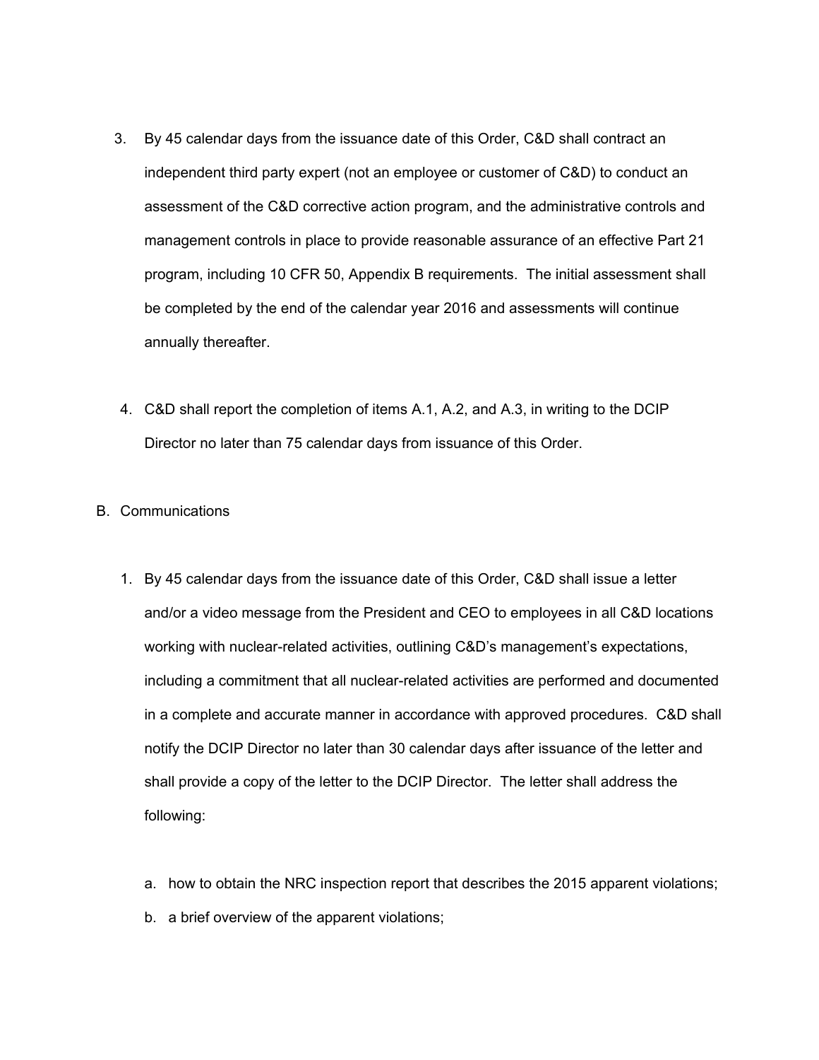3. By 45 calendar days from the issuance date of this Order, C&D shall contract an independent third party expert (not an employee or customer of C&D) to conduct an assessment of the C&D corrective action program, and the administrative controls and management controls in place to provide reasonable assurance of an effective Part 21 program, including 10 CFR 50, Appendix B requirements. The initial assessment shall be completed by the end of the calendar year 2016 and assessments will continue annually thereafter.

4. C&D shall report the completion of items A.1, A.2, and A.3, in writing to the DCIP Director no later than 75 calendar days from issuance of this Order.

B. Communications

1. By 45 calendar days from the issuance date of this Order, C&D shall issue a letter and/or a video message from the President and CEO to employees in all C&D locations working with nuclear-related activities, outlining C&D's management's expectations, including a commitment that all nuclear-related activities are performed and documented in a complete and accurate manner in accordance with approved procedures. C&D shall notify the DCIP Director no later than 30 calendar days after issuance of the letter and shall provide a copy of the letter to the DCIP Director. The letter shall address the following:

   a. how to obtain the NRC inspection report that describes the 2015 apparent violations;
   b. a brief overview of the apparent violations;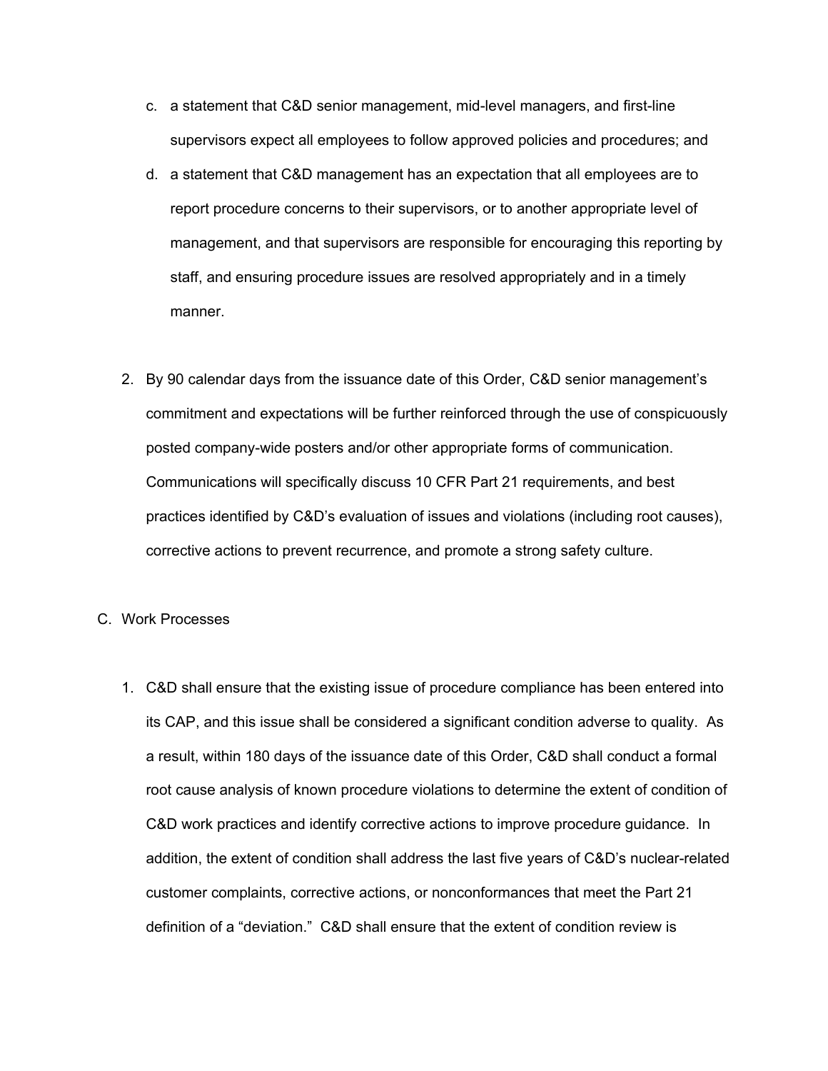c. a statement that C&D senior management, mid-level managers, and first-line supervisors expect all employees to follow approved policies and procedures; and

d. a statement that C&D management has an expectation that all employees are to report procedure concerns to their supervisors, or to another appropriate level of management, and that supervisors are responsible for encouraging this reporting by staff, and ensuring procedure issues are resolved appropriately and in a timely manner.

2. By 90 calendar days from the issuance date of this Order, C&D senior management's commitment and expectations will be further reinforced through the use of conspicuously posted company-wide posters and/or other appropriate forms of communication. Communications will specifically discuss 10 CFR Part 21 requirements, and best practices identified by C&D's evaluation of issues and violations (including root causes), corrective actions to prevent recurrence, and promote a strong safety culture.

C. Work Processes

1. C&D shall ensure that the existing issue of procedure compliance has been entered into its CAP, and this issue shall be considered a significant condition adverse to quality. As a result, within 180 days of the issuance date of this Order, C&D shall conduct a formal root cause analysis of known procedure violations to determine the extent of condition of C&D work practices and identify corrective actions to improve procedure guidance. In addition, the extent of condition shall address the last five years of C&D's nuclear-related customer complaints, corrective actions, or nonconformances that meet the Part 21 definition of a "deviation." C&D shall ensure that the extent of condition review is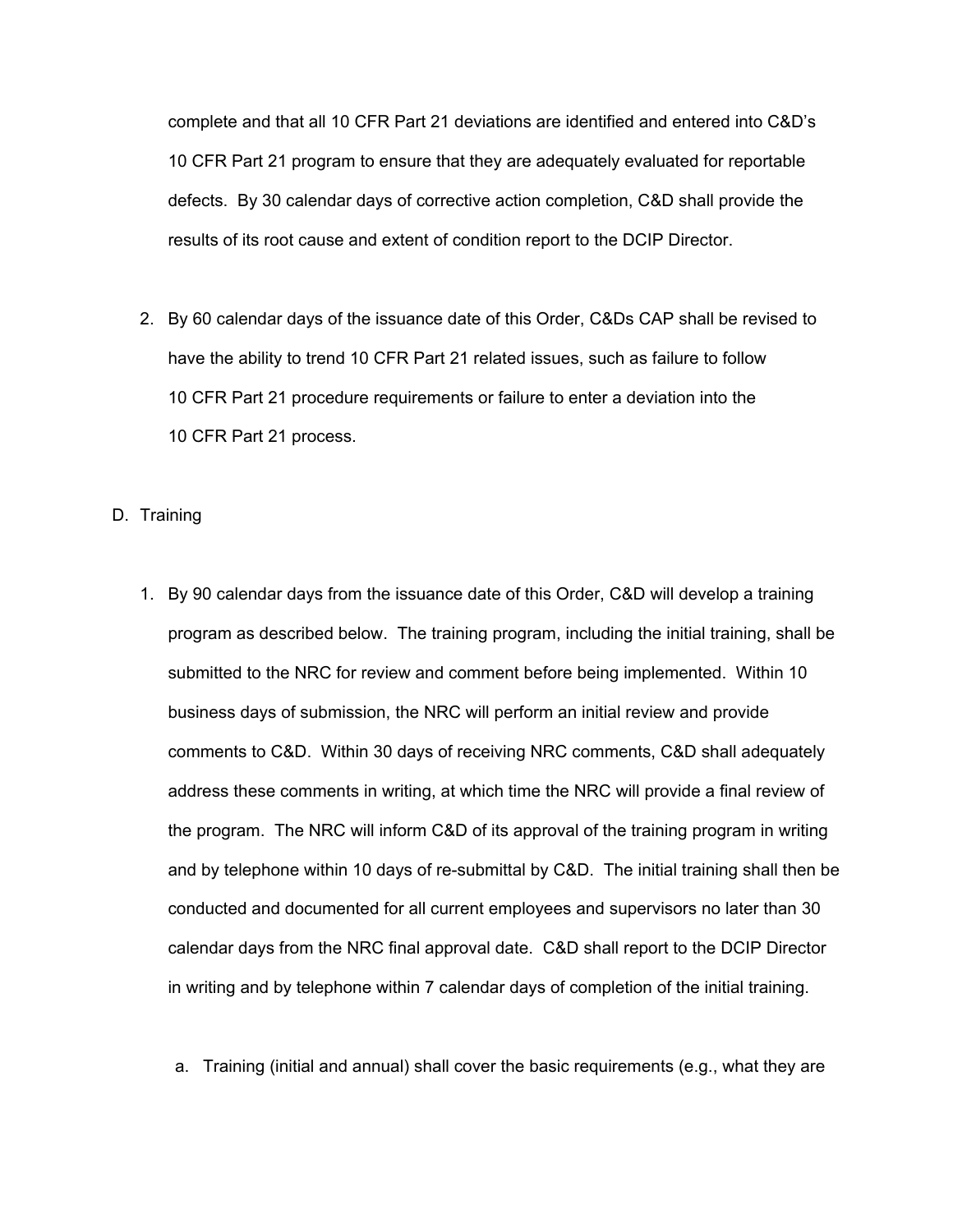complete and that all 10 CFR Part 21 deviations are identified and entered into C&D's 10 CFR Part 21 program to ensure that they are adequately evaluated for reportable defects. By 30 calendar days of corrective action completion, C&D shall provide the results of its root cause and extent of condition report to the DCIP Director.

2. By 60 calendar days of the issuance date of this Order, C&Ds CAP shall be revised to have the ability to trend 10 CFR Part 21 related issues, such as failure to follow 10 CFR Part 21 procedure requirements or failure to enter a deviation into the 10 CFR Part 21 process.

D. Training

1. By 90 calendar days from the issuance date of this Order, C&D will develop a training program as described below. The training program, including the initial training, shall be submitted to the NRC for review and comment before being implemented. Within 10 business days of submission, the NRC will perform an initial review and provide comments to C&D. Within 30 days of receiving NRC comments, C&D shall adequately address these comments in writing, at which time the NRC will provide a final review of the program. The NRC will inform C&D of its approval of the training program in writing and by telephone within 10 days of re-submittal by C&D. The initial training shall then be conducted and documented for all current employees and supervisors no later than 30 calendar days from the NRC final approval date. C&D shall report to the DCIP Director in writing and by telephone within 7 calendar days of completion of the initial training.

   a. Training (initial and annual) shall cover the basic requirements (e.g., what they are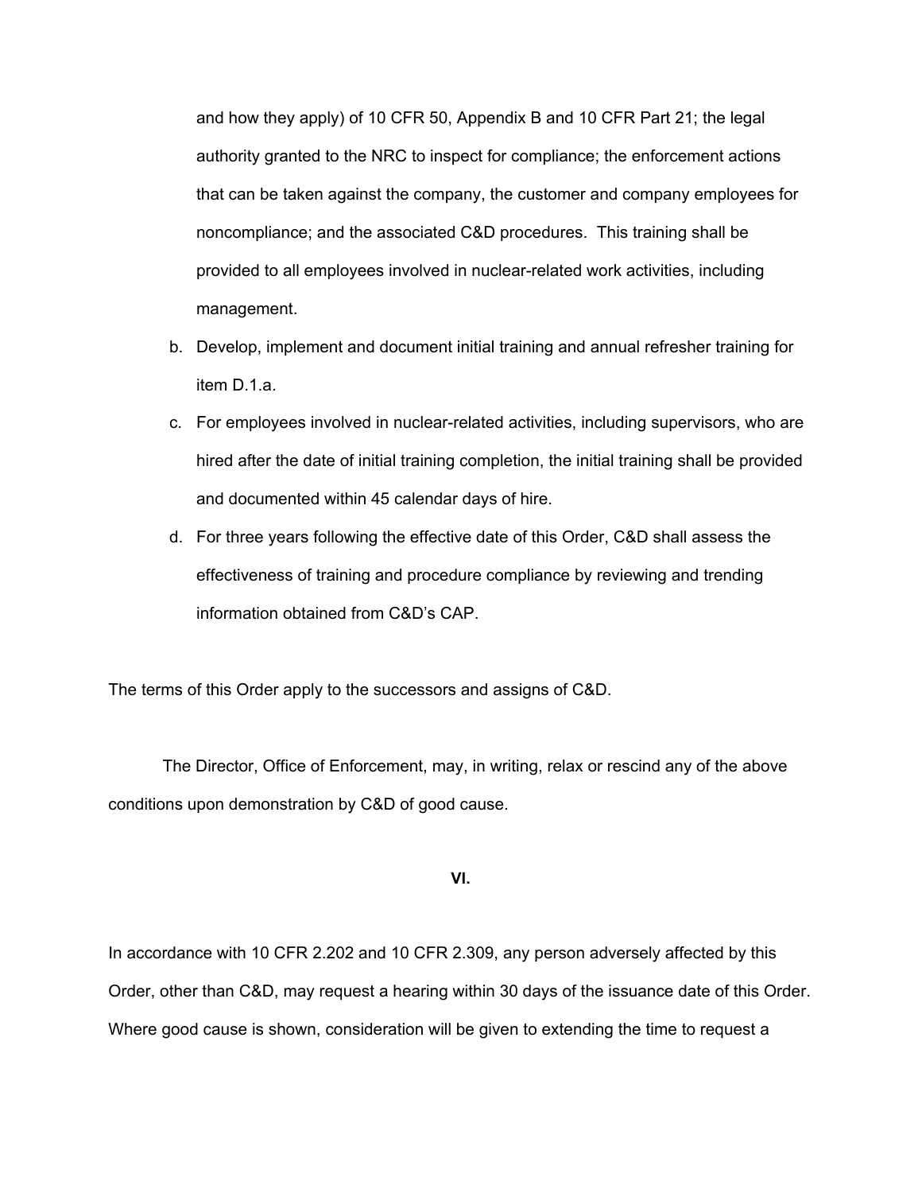and how they apply) of 10 CFR 50, Appendix B and 10 CFR Part 21; the legal authority granted to the NRC to inspect for compliance; the enforcement actions that can be taken against the company, the customer and company employees for noncompliance; and the associated C&D procedures. This training shall be provided to all employees involved in nuclear-related work activities, including management.

b. Develop, implement and document initial training and annual refresher training for item D.1.a.

c. For employees involved in nuclear-related activities, including supervisors, who are hired after the date of initial training completion, the initial training shall be provided and documented within 45 calendar days of hire.

d. For three years following the effective date of this Order, C&D shall assess the effectiveness of training and procedure compliance by reviewing and trending information obtained from C&D's CAP.

The terms of this Order apply to the successors and assigns of C&D.

The Director, Office of Enforcement, may, in writing, relax or rescind any of the above conditions upon demonstration by C&D of good cause.

**VI.**

In accordance with 10 CFR 2.202 and 10 CFR 2.309, any person adversely affected by this Order, other than C&D, may request a hearing within 30 days of the issuance date of this Order. Where good cause is shown, consideration will be given to extending the time to request a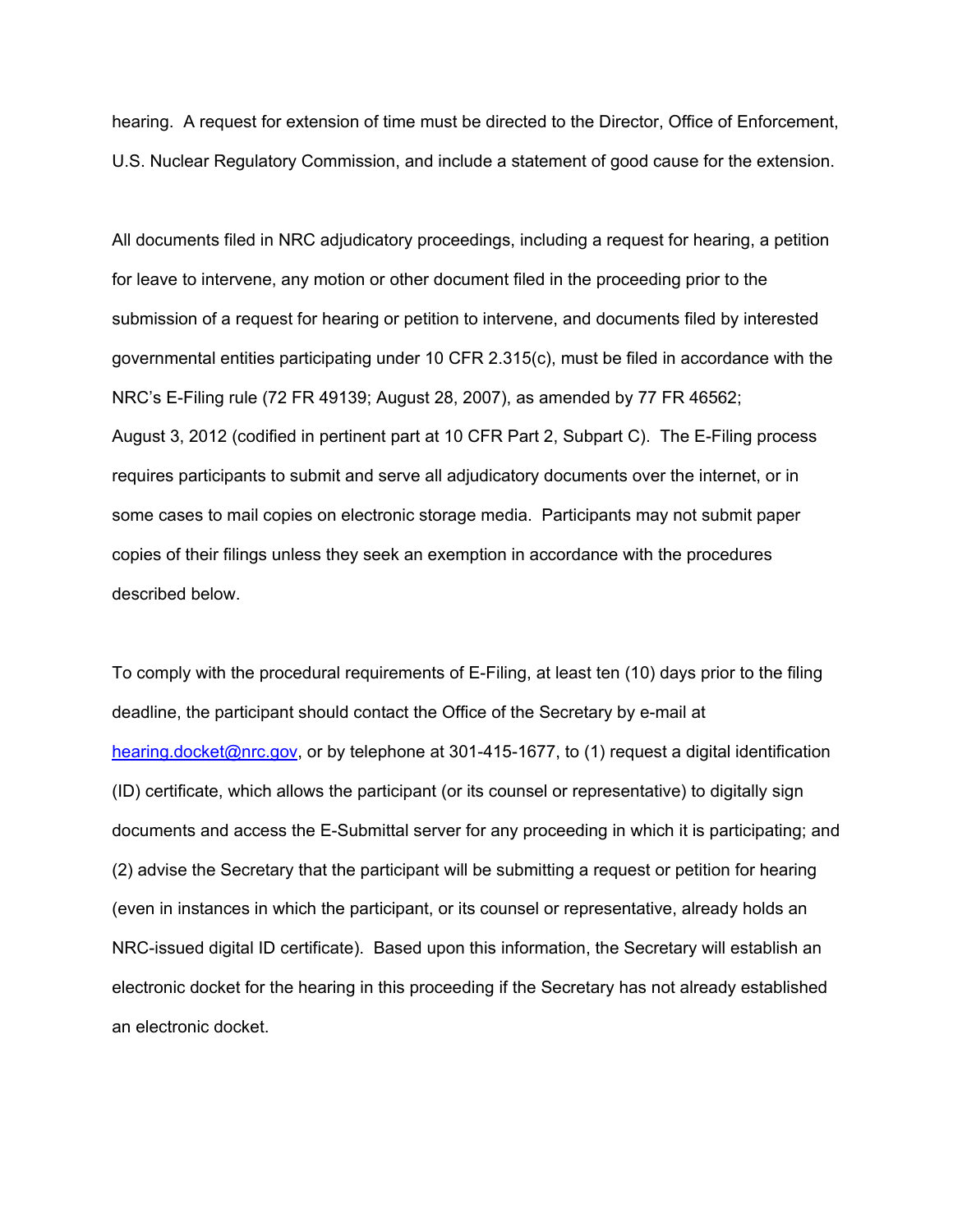hearing. A request for extension of time must be directed to the Director, Office of Enforcement, U.S. Nuclear Regulatory Commission, and include a statement of good cause for the extension.

All documents filed in NRC adjudicatory proceedings, including a request for hearing, a petition for leave to intervene, any motion or other document filed in the proceeding prior to the submission of a request for hearing or petition to intervene, and documents filed by interested governmental entities participating under 10 CFR 2.315(c), must be filed in accordance with the NRC's E-Filing rule (72 FR 49139; August 28, 2007), as amended by 77 FR 46562; August 3, 2012 (codified in pertinent part at 10 CFR Part 2, Subpart C). The E-Filing process requires participants to submit and serve all adjudicatory documents over the internet, or in some cases to mail copies on electronic storage media. Participants may not submit paper copies of their filings unless they seek an exemption in accordance with the procedures described below.

To comply with the procedural requirements of E-Filing, at least ten (10) days prior to the filing deadline, the participant should contact the Office of the Secretary by e-mail at hearing.docket@nrc.gov, or by telephone at 301-415-1677, to (1) request a digital identification (ID) certificate, which allows the participant (or its counsel or representative) to digitally sign documents and access the E-Submittal server for any proceeding in which it is participating; and (2) advise the Secretary that the participant will be submitting a request or petition for hearing (even in instances in which the participant, or its counsel or representative, already holds an NRC-issued digital ID certificate). Based upon this information, the Secretary will establish an electronic docket for the hearing in this proceeding if the Secretary has not already established an electronic docket.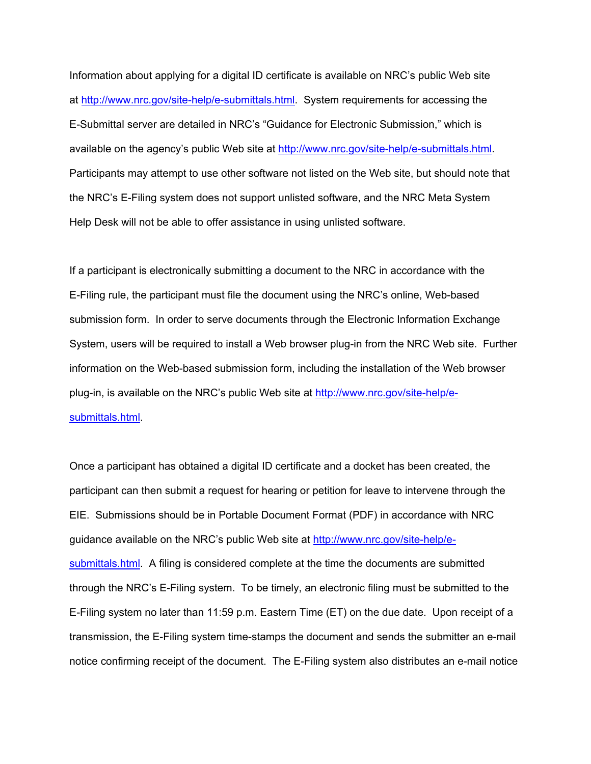Information about applying for a digital ID certificate is available on NRC's public Web site at http://www.nrc.gov/site-help/e-submittals.html. System requirements for accessing the E-Submittal server are detailed in NRC's "Guidance for Electronic Submission," which is available on the agency's public Web site at http://www.nrc.gov/site-help/e-submittals.html. Participants may attempt to use other software not listed on the Web site, but should note that the NRC's E-Filing system does not support unlisted software, and the NRC Meta System Help Desk will not be able to offer assistance in using unlisted software.

If a participant is electronically submitting a document to the NRC in accordance with the E-Filing rule, the participant must file the document using the NRC's online, Web-based submission form. In order to serve documents through the Electronic Information Exchange System, users will be required to install a Web browser plug-in from the NRC Web site. Further information on the Web-based submission form, including the installation of the Web browser plug-in, is available on the NRC's public Web site at http://www.nrc.gov/site-help/e-submittals.html.

Once a participant has obtained a digital ID certificate and a docket has been created, the participant can then submit a request for hearing or petition for leave to intervene through the EIE. Submissions should be in Portable Document Format (PDF) in accordance with NRC guidance available on the NRC's public Web site at http://www.nrc.gov/site-help/e-submittals.html. A filing is considered complete at the time the documents are submitted through the NRC's E-Filing system. To be timely, an electronic filing must be submitted to the E-Filing system no later than 11:59 p.m. Eastern Time (ET) on the due date. Upon receipt of a transmission, the E-Filing system time-stamps the document and sends the submitter an e-mail notice confirming receipt of the document. The E-Filing system also distributes an e-mail notice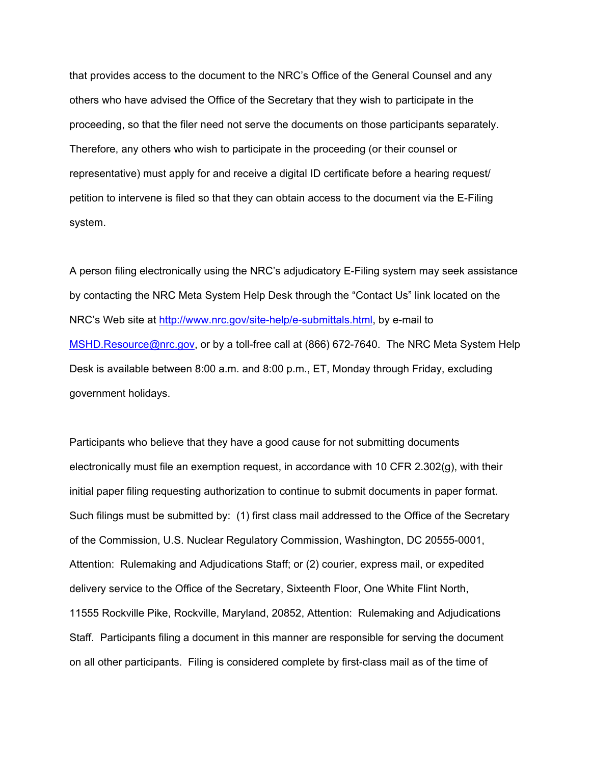that provides access to the document to the NRC's Office of the General Counsel and any others who have advised the Office of the Secretary that they wish to participate in the proceeding, so that the filer need not serve the documents on those participants separately. Therefore, any others who wish to participate in the proceeding (or their counsel or representative) must apply for and receive a digital ID certificate before a hearing request/ petition to intervene is filed so that they can obtain access to the document via the E-Filing system.

A person filing electronically using the NRC's adjudicatory E-Filing system may seek assistance by contacting the NRC Meta System Help Desk through the "Contact Us" link located on the NRC's Web site at http://www.nrc.gov/site-help/e-submittals.html, by e-mail to MSHD.Resource@nrc.gov, or by a toll-free call at (866) 672-7640. The NRC Meta System Help Desk is available between 8:00 a.m. and 8:00 p.m., ET, Monday through Friday, excluding government holidays.

Participants who believe that they have a good cause for not submitting documents electronically must file an exemption request, in accordance with 10 CFR 2.302(g), with their initial paper filing requesting authorization to continue to submit documents in paper format. Such filings must be submitted by: (1) first class mail addressed to the Office of the Secretary of the Commission, U.S. Nuclear Regulatory Commission, Washington, DC 20555-0001, Attention: Rulemaking and Adjudications Staff; or (2) courier, express mail, or expedited delivery service to the Office of the Secretary, Sixteenth Floor, One White Flint North, 11555 Rockville Pike, Rockville, Maryland, 20852, Attention: Rulemaking and Adjudications Staff. Participants filing a document in this manner are responsible for serving the document on all other participants. Filing is considered complete by first-class mail as of the time of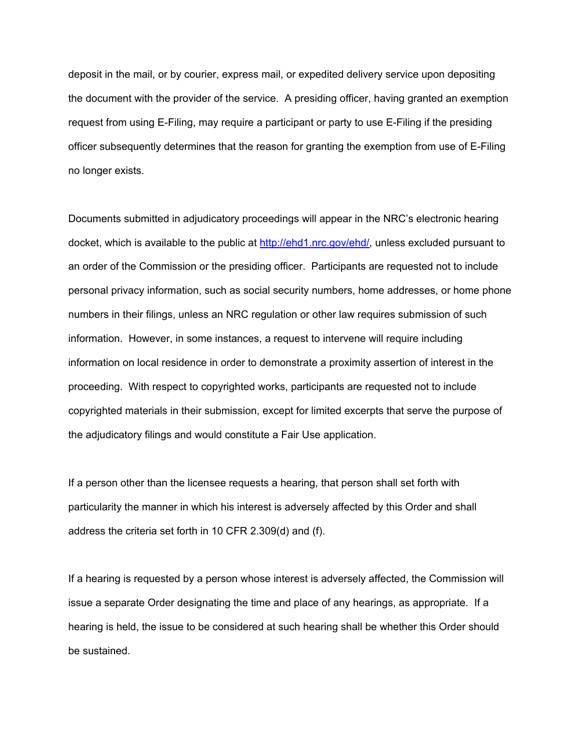deposit in the mail, or by courier, express mail, or expedited delivery service upon depositing the document with the provider of the service. A presiding officer, having granted an exemption request from using E-Filing, may require a participant or party to use E-Filing if the presiding officer subsequently determines that the reason for granting the exemption from use of E-Filing no longer exists.

Documents submitted in adjudicatory proceedings will appear in the NRC's electronic hearing docket, which is available to the public at http://ehd1.nrc.gov/ehd/, unless excluded pursuant to an order of the Commission or the presiding officer. Participants are requested not to include personal privacy information, such as social security numbers, home addresses, or home phone numbers in their filings, unless an NRC regulation or other law requires submission of such information. However, in some instances, a request to intervene will require including information on local residence in order to demonstrate a proximity assertion of interest in the proceeding. With respect to copyrighted works, participants are requested not to include copyrighted materials in their submission, except for limited excerpts that serve the purpose of the adjudicatory filings and would constitute a Fair Use application.

If a person other than the licensee requests a hearing, that person shall set forth with particularity the manner in which his interest is adversely affected by this Order and shall address the criteria set forth in 10 CFR 2.309(d) and (f).

If a hearing is requested by a person whose interest is adversely affected, the Commission will issue a separate Order designating the time and place of any hearings, as appropriate. If a hearing is held, the issue to be considered at such hearing shall be whether this Order should be sustained.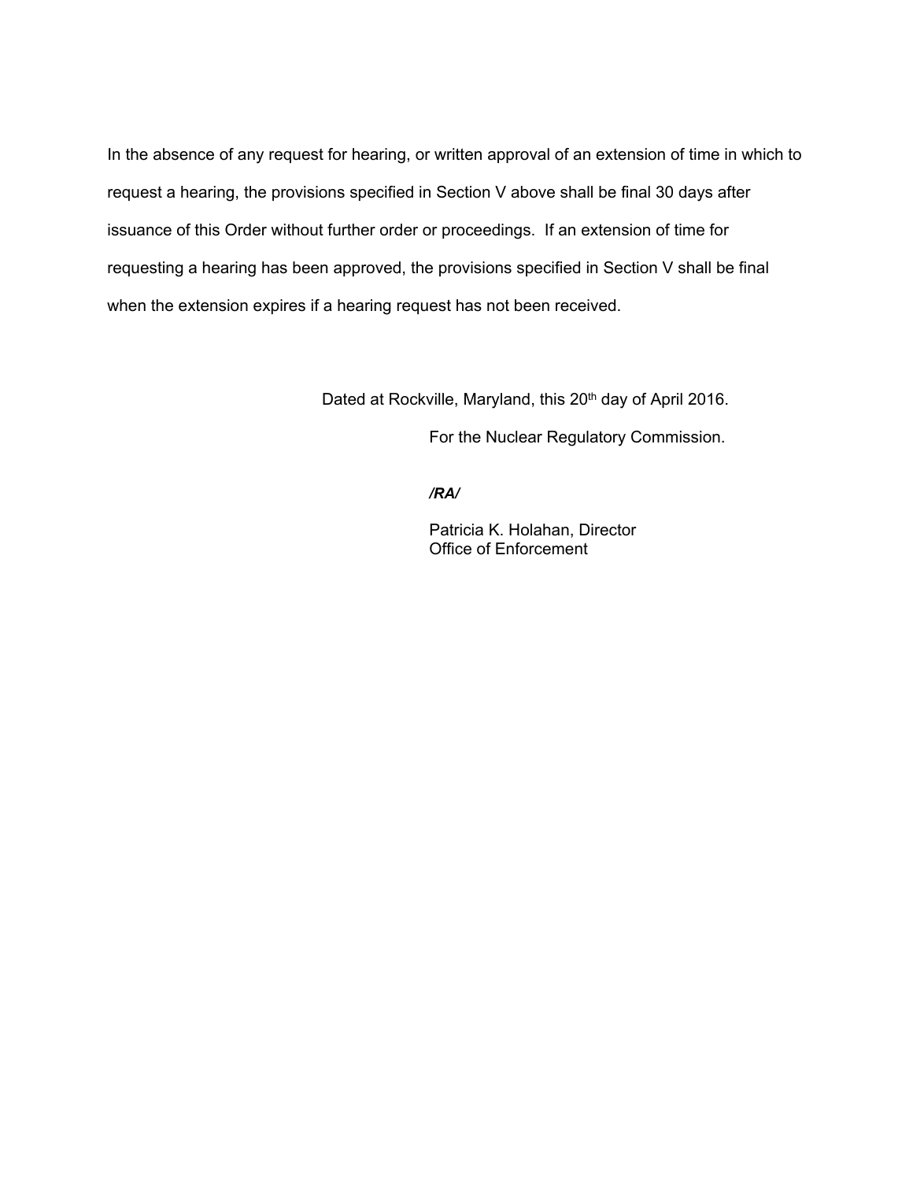In the absence of any request for hearing, or written approval of an extension of time in which to request a hearing, the provisions specified in Section V above shall be final 30 days after issuance of this Order without further order or proceedings. If an extension of time for requesting a hearing has been approved, the provisions specified in Section V shall be final when the extension expires if a hearing request has not been received.

Dated at Rockville, Maryland, this 20th day of April 2016.

For the Nuclear Regulatory Commission.

***/RA/***

Patricia K. Holahan, Director
Office of Enforcement